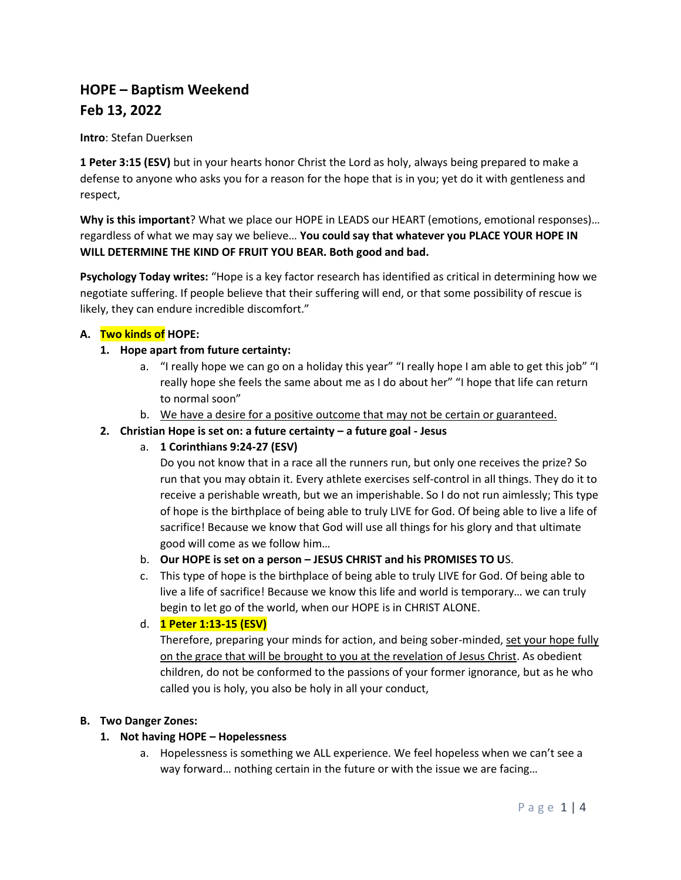# HOPE – Baptism Weekend
# Feb 13, 2022

**Intro**: Stefan Duerksen

**1 Peter 3:15 (ESV)** but in your hearts honor Christ the Lord as holy, always being prepared to make a defense to anyone who asks you for a reason for the hope that is in you; yet do it with gentleness and respect,

**Why is this important**? What we place our HOPE in LEADS our HEART (emotions, emotional responses)… regardless of what we may say we believe… **You could say that whatever you PLACE YOUR HOPE IN WILL DETERMINE THE KIND OF FRUIT YOU BEAR. Both good and bad.**

**Psychology Today writes:** "Hope is a key factor research has identified as critical in determining how we negotiate suffering. If people believe that their suffering will end, or that some possibility of rescue is likely, they can endure incredible discomfort."

**A. Two kinds of HOPE:**

1. **Hope apart from future certainty:**
   a. "I really hope we can go on a holiday this year" "I really hope I am able to get this job" "I really hope she feels the same about me as I do about her" "I hope that life can return to normal soon"
   b. We have a desire for a positive outcome that may not be certain or guaranteed.
2. **Christian Hope is set on: a future certainty – a future goal - Jesus**
   a. **1 Corinthians 9:24-27 (ESV)**
      Do you not know that in a race all the runners run, but only one receives the prize? So run that you may obtain it. Every athlete exercises self-control in all things. They do it to receive a perishable wreath, but we an imperishable. So I do not run aimlessly; This type of hope is the birthplace of being able to truly LIVE for God. Of being able to live a life of sacrifice! Because we know that God will use all things for his glory and that ultimate good will come as we follow him…
   b. **Our HOPE is set on a person – JESUS CHRIST and his PROMISES TO U**S.
   c. This type of hope is the birthplace of being able to truly LIVE for God. Of being able to live a life of sacrifice! Because we know this life and world is temporary… we can truly begin to let go of the world, when our HOPE is in CHRIST ALONE.
   d. **1 Peter 1:13-15 (ESV)**
      Therefore, preparing your minds for action, and being sober-minded, set your hope fully on the grace that will be brought to you at the revelation of Jesus Christ. As obedient children, do not be conformed to the passions of your former ignorance, but as he who called you is holy, you also be holy in all your conduct,

**B. Two Danger Zones:**

1. **Not having HOPE – Hopelessness**
   a. Hopelessness is something we ALL experience. We feel hopeless when we can't see a way forward… nothing certain in the future or with the issue we are facing…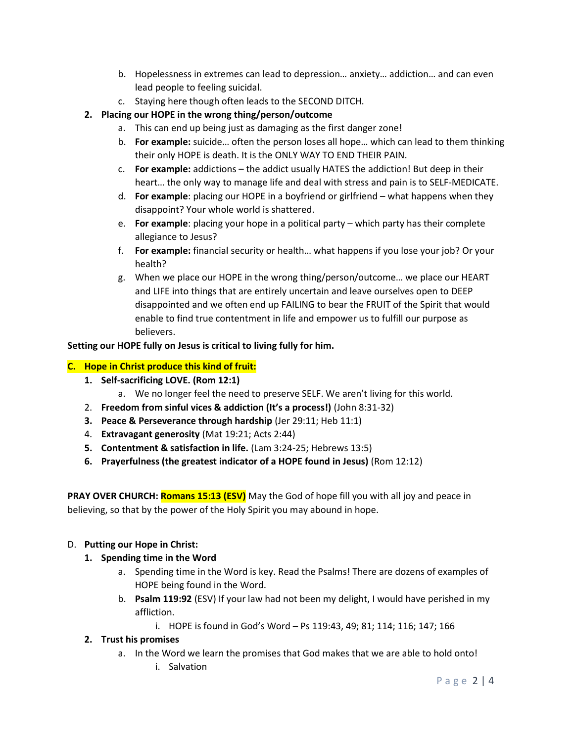b. Hopelessness in extremes can lead to depression… anxiety… addiction… and can even lead people to feeling suicidal.

c. Staying here though often leads to the SECOND DITCH.

**2. Placing our HOPE in the wrong thing/person/outcome**

a. This can end up being just as damaging as the first danger zone!

b. **For example:** suicide… often the person loses all hope… which can lead to them thinking their only HOPE is death. It is the ONLY WAY TO END THEIR PAIN.

c. **For example:** addictions – the addict usually HATES the addiction! But deep in their heart… the only way to manage life and deal with stress and pain is to SELF-MEDICATE.

d. **For example**: placing our HOPE in a boyfriend or girlfriend – what happens when they disappoint? Your whole world is shattered.

e. **For example**: placing your hope in a political party – which party has their complete allegiance to Jesus?

f. **For example:** financial security or health… what happens if you lose your job? Or your health?

g. When we place our HOPE in the wrong thing/person/outcome… we place our HEART and LIFE into things that are entirely uncertain and leave ourselves open to DEEP disappointed and we often end up FAILING to bear the FRUIT of the Spirit that would enable to find true contentment in life and empower us to fulfill our purpose as believers.

**Setting our HOPE fully on Jesus is critical to living fully for him.**

**C. Hope in Christ produce this kind of fruit:**

1. **Self-sacrificing LOVE. (Rom 12:1)**
   a. We no longer feel the need to preserve SELF. We aren't living for this world.
2. **Freedom from sinful vices & addiction (It's a process!)** (John 8:31-32)
3. **Peace & Perseverance through hardship** (Jer 29:11; Heb 11:1)
4. **Extravagant generosity** (Mat 19:21; Acts 2:44)
5. **Contentment & satisfaction in life.** (Lam 3:24-25; Hebrews 13:5)
6. **Prayerfulness (the greatest indicator of a HOPE found in Jesus)** (Rom 12:12)

**PRAY OVER CHURCH: Romans 15:13 (ESV)** May the God of hope fill you with all joy and peace in believing, so that by the power of the Holy Spirit you may abound in hope.

D. **Putting our Hope in Christ:**

1. **Spending time in the Word**
   a. Spending time in the Word is key. Read the Psalms! There are dozens of examples of HOPE being found in the Word.
   b. **Psalm 119:92** (ESV) If your law had not been my delight, I would have perished in my affliction.
      i. HOPE is found in God's Word – Ps 119:43, 49; 81; 114; 116; 147; 166
2. **Trust his promises**
   a. In the Word we learn the promises that God makes that we are able to hold onto!
      i. Salvation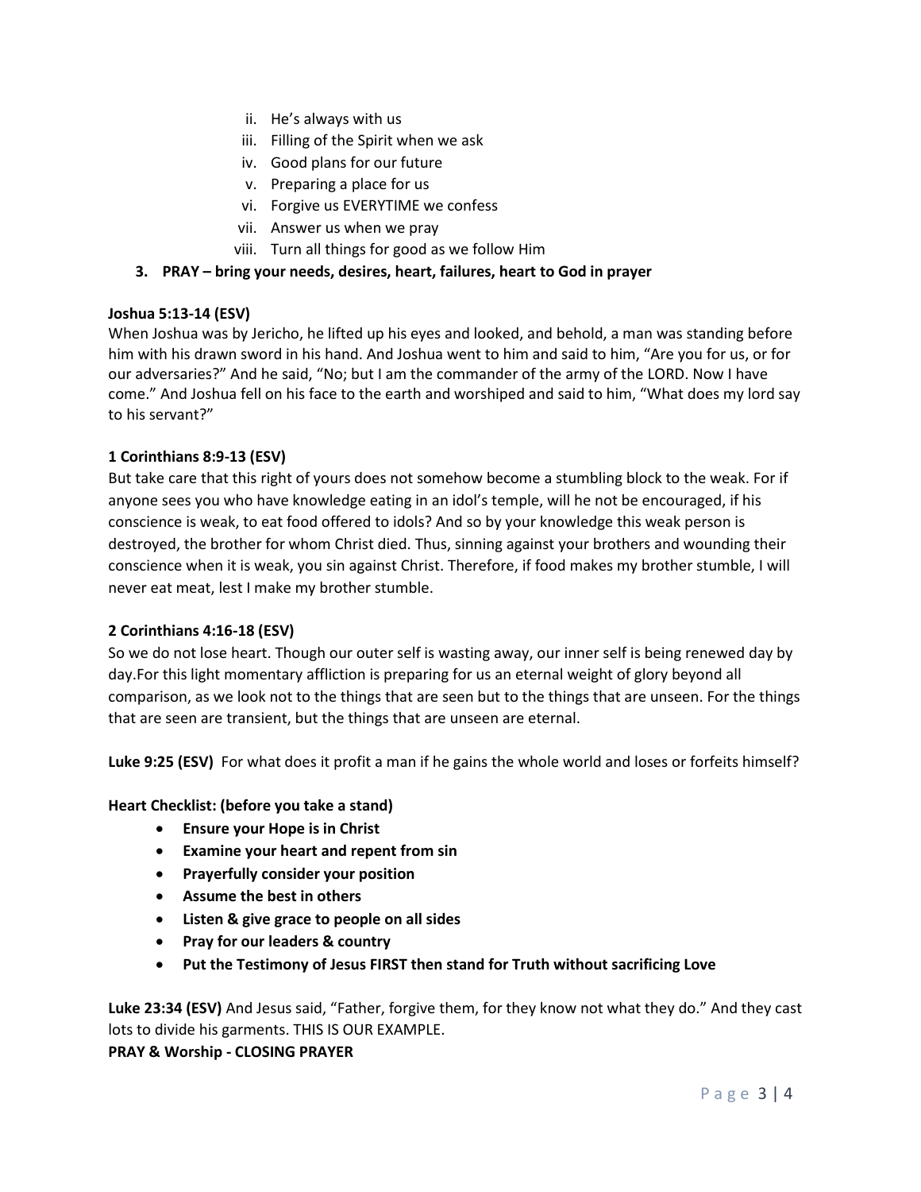ii. He's always with us
iii. Filling of the Spirit when we ask
iv. Good plans for our future
v. Preparing a place for us
vi. Forgive us EVERYTIME we confess
vii. Answer us when we pray
viii. Turn all things for good as we follow Him

3. **PRAY – bring your needs, desires, heart, failures, heart to God in prayer**

**Joshua 5:13-14 (ESV)**
When Joshua was by Jericho, he lifted up his eyes and looked, and behold, a man was standing before him with his drawn sword in his hand. And Joshua went to him and said to him, "Are you for us, or for our adversaries?" And he said, "No; but I am the commander of the army of the LORD. Now I have come." And Joshua fell on his face to the earth and worshiped and said to him, "What does my lord say to his servant?"

**1 Corinthians 8:9-13 (ESV)**
But take care that this right of yours does not somehow become a stumbling block to the weak. For if anyone sees you who have knowledge eating in an idol's temple, will he not be encouraged, if his conscience is weak, to eat food offered to idols? And so by your knowledge this weak person is destroyed, the brother for whom Christ died. Thus, sinning against your brothers and wounding their conscience when it is weak, you sin against Christ. Therefore, if food makes my brother stumble, I will never eat meat, lest I make my brother stumble.

**2 Corinthians 4:16-18 (ESV)**
So we do not lose heart. Though our outer self is wasting away, our inner self is being renewed day by day.For this light momentary affliction is preparing for us an eternal weight of glory beyond all comparison, as we look not to the things that are seen but to the things that are unseen. For the things that are seen are transient, but the things that are unseen are eternal.

**Luke 9:25 (ESV)** For what does it profit a man if he gains the whole world and loses or forfeits himself?

**Heart Checklist: (before you take a stand)**

- **Ensure your Hope is in Christ**
- **Examine your heart and repent from sin**
- **Prayerfully consider your position**
- **Assume the best in others**
- **Listen & give grace to people on all sides**
- **Pray for our leaders & country**
- **Put the Testimony of Jesus FIRST then stand for Truth without sacrificing Love**

**Luke 23:34 (ESV)** And Jesus said, "Father, forgive them, for they know not what they do." And they cast lots to divide his garments. THIS IS OUR EXAMPLE.

**PRAY & Worship - CLOSING PRAYER**